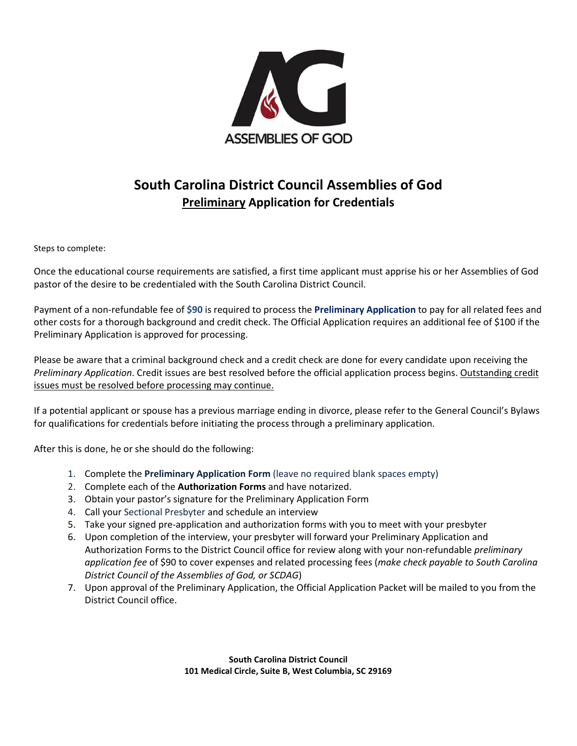ASSEMBLIES OF GOD

# South Carolina District Council Assemblies of God

## Preliminary Application for Credentials

Steps to complete:

Once the educational course requirements are satisfied, a first time applicant must apprise his or her Assemblies of God pastor of the desire to be credentialed with the South Carolina District Council.

Payment of a non-refundable fee of **$90** is required to process the **Preliminary Application** to pay for all related fees and other costs for a thorough background and credit check. The Official Application requires an additional fee of $100 if the Preliminary Application is approved for processing.

Please be aware that a criminal background check and a credit check are done for every candidate upon receiving the *Preliminary Application*. Credit issues are best resolved before the official application process begins. Outstanding credit issues must be resolved before processing may continue.

If a potential applicant or spouse has a previous marriage ending in divorce, please refer to the General Council's Bylaws for qualifications for credentials before initiating the process through a preliminary application.

After this is done, he or she should do the following:

1. Complete the **Preliminary Application Form** (leave no required blank spaces empty)
2. Complete each of the **Authorization Forms** and have notarized.
3. Obtain your pastor's signature for the Preliminary Application Form
4. Call your Sectional Presbyter and schedule an interview
5. Take your signed pre-application and authorization forms with you to meet with your presbyter
6. Upon completion of the interview, your presbyter will forward your Preliminary Application and Authorization Forms to the District Council office for review along with your non-refundable *preliminary application fee* of $90 to cover expenses and related processing fees (*make check payable to South Carolina District Council of the Assemblies of God, or SCDAG*)
7. Upon approval of the Preliminary Application, the Official Application Packet will be mailed to you from the District Council office.

**South Carolina District Council**
**101 Medical Circle, Suite B, West Columbia, SC 29169**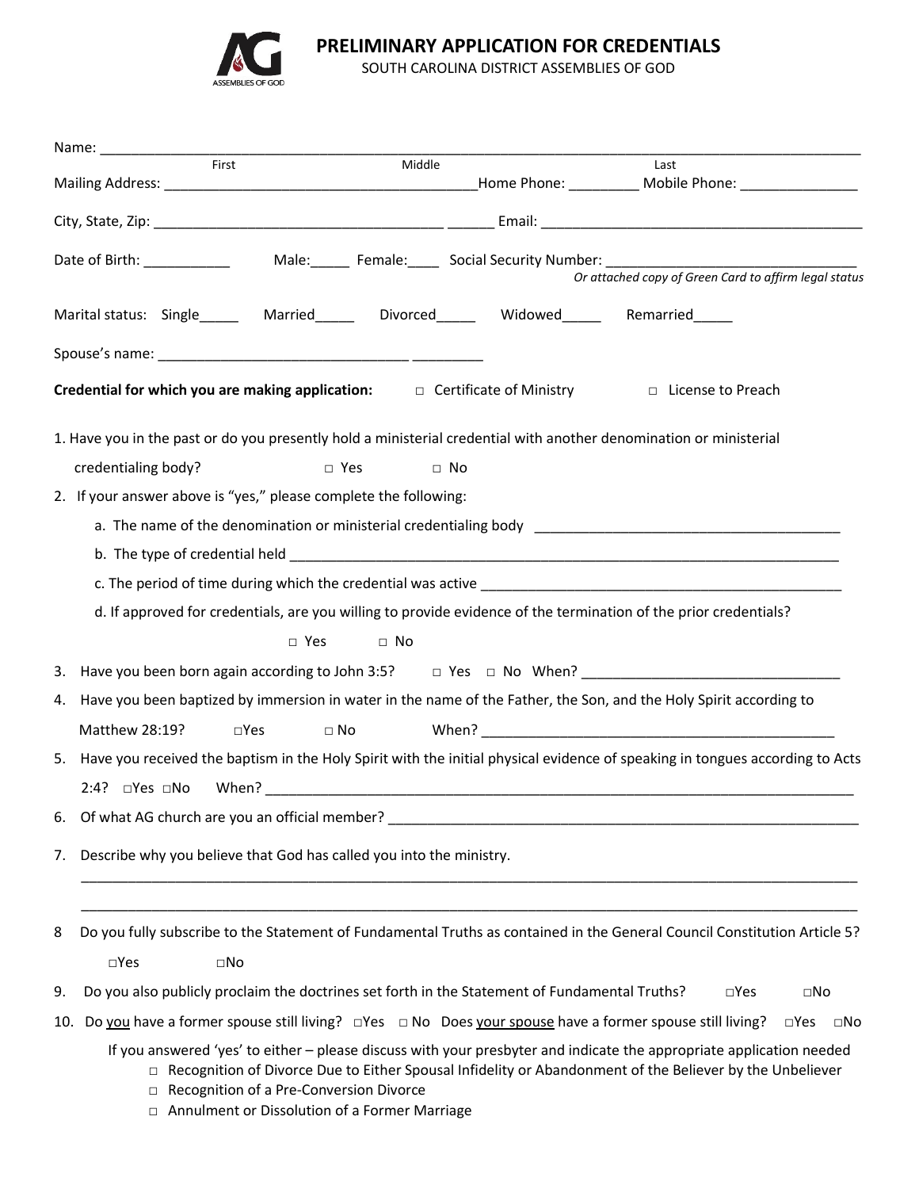# PRELIMINARY APPLICATION FOR CREDENTIALS

SOUTH CAROLINA DISTRICT ASSEMBLIES OF GOD

Name: ______________________________________________________________________________
First Middle Last

Mailing Address: ________________________________________ Home Phone: _________ Mobile Phone: _______________

City, State, Zip: _____________________________________ ______ Email: _________________________________________

Date of Birth: ___________ Male:_____ Female:____ Social Security Number: _______________________________
*Or attached copy of Green Card to affirm legal status*

Marital status: Single_____ Married_____ Divorced_____ Widowed_____ Remarried_____

Spouse's name: _______________________________ _________

**Credential for which you are making application:** □ Certificate of Ministry □ License to Preach

1. Have you in the past or do you presently hold a ministerial credential with another denomination or ministerial credentialing body? □ Yes □ No
2. If your answer above is "yes," please complete the following:
   a. The name of the denomination or ministerial credentialing body ________________________________________
   b. The type of credential held ________________________________________________________________________
   c. The period of time during which the credential was active _______________________________________________
   d. If approved for credentials, are you willing to provide evidence of the termination of the prior credentials?
   □ Yes □ No
3. Have you been born again according to John 3:5? □ Yes □ No When? _________________________________
4. Have you been baptized by immersion in water in the name of the Father, the Son, and the Holy Spirit according to Matthew 28:19? □Yes □ No When? _____________________________________________
5. Have you received the baptism in the Holy Spirit with the initial physical evidence of speaking in tongues according to Acts 2:4? □Yes □No When? ______________________________________________________________________________
6. Of what AG church are you an official member? _____________________________________________________________
7. Describe why you believe that God has called you into the ministry.
   ____________________________________________________________________________________________________
   ____________________________________________________________________________________________________
8. Do you fully subscribe to the Statement of Fundamental Truths as contained in the General Council Constitution Article 5?
   □Yes □No
9. Do you also publicly proclaim the doctrines set forth in the Statement of Fundamental Truths? □Yes □No
10. Do you have a former spouse still living? □Yes □ No Does your spouse have a former spouse still living? □Yes □No

    If you answered 'yes' to either – please discuss with your presbyter and indicate the appropriate application needed
    - □ Recognition of Divorce Due to Either Spousal Infidelity or Abandonment of the Believer by the Unbeliever
    - □ Recognition of a Pre-Conversion Divorce
    - □ Annulment or Dissolution of a Former Marriage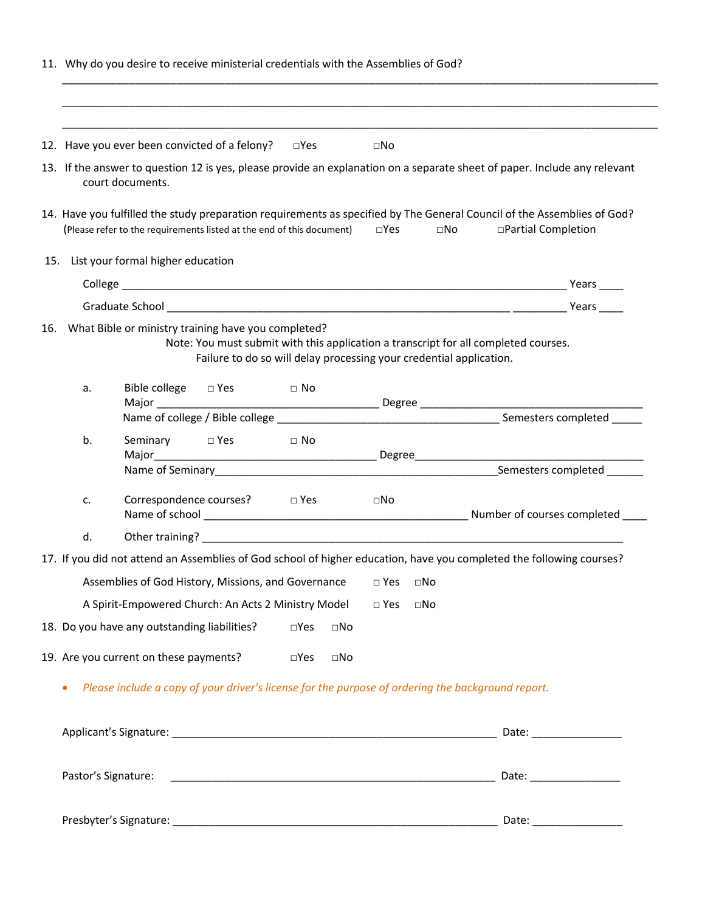11. Why do you desire to receive ministerial credentials with the Assemblies of God?

_______________________________________________________________________________________

_______________________________________________________________________________________

_______________________________________________________________________________________

12. Have you ever been convicted of a felony? □Yes □No

13. If the answer to question 12 is yes, please provide an explanation on a separate sheet of paper. Include any relevant court documents.

14. Have you fulfilled the study preparation requirements as specified by The General Council of the Assemblies of God? (Please refer to the requirements listed at the end of this document) □Yes □No □Partial Completion

15. List your formal higher education

    College ________________________________________________________________ Years ____

    Graduate School ____________________________________________________ _________ Years ____

16. What Bible or ministry training have you completed?

    Note: You must submit with this application a transcript for all completed courses. Failure to do so will delay processing your credential application.

    a. Bible college □ Yes □ No
       Major _________________________________ Degree _________________________________
       Name of college / Bible college _________________________________ Semesters completed _____

    b. Seminary □ Yes □ No
       Major_________________________________ Degree_________________________________
       Name of Seminary_________________________________________Semesters completed ______

    c. Correspondence courses? □ Yes □No
       Name of school _________________________________________ Number of courses completed ____

    d. Other training? _________________________________________________________________

17. If you did not attend an Assemblies of God school of higher education, have you completed the following courses?

    Assemblies of God History, Missions, and Governance □ Yes □No

    A Spirit-Empowered Church: An Acts 2 Ministry Model □ Yes □No

18. Do you have any outstanding liabilities? □Yes □No

19. Are you current on these payments? □Yes □No

- *Please include a copy of your driver's license for the purpose of ordering the background report.*

Applicant's Signature: _________________________________________________ Date: _______________

Pastor's Signature: _________________________________________________ Date: _______________

Presbyter's Signature: _________________________________________________ Date: _______________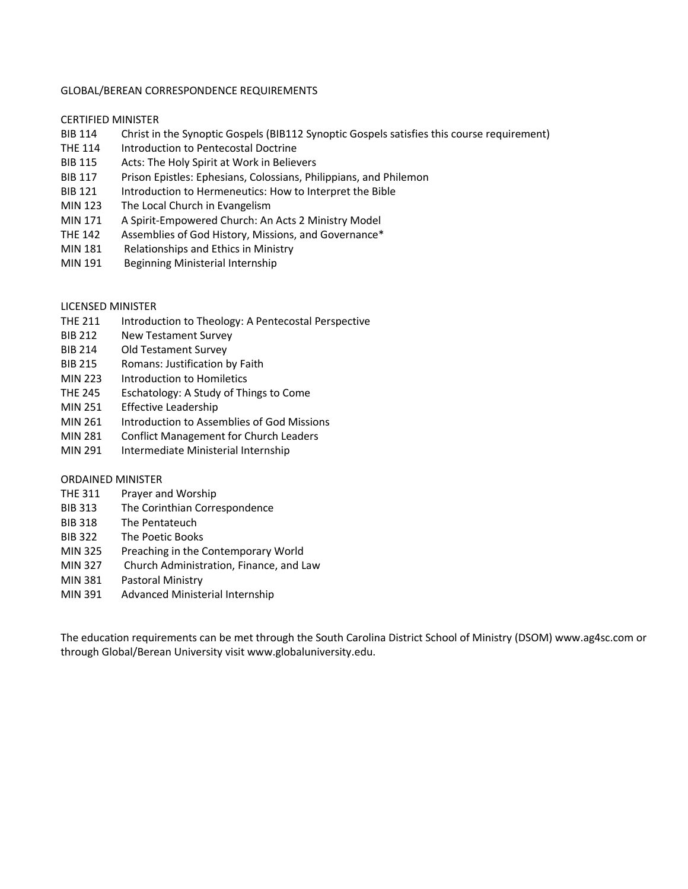# GLOBAL/BEREAN CORRESPONDENCE REQUIREMENTS

## CERTIFIED MINISTER

| | |
|---|---|
| BIB 114 | Christ in the Synoptic Gospels (BIB112 Synoptic Gospels satisfies this course requirement) |
| THE 114 | Introduction to Pentecostal Doctrine |
| BIB 115 | Acts: The Holy Spirit at Work in Believers |
| BIB 117 | Prison Epistles: Ephesians, Colossians, Philippians, and Philemon |
| BIB 121 | Introduction to Hermeneutics: How to Interpret the Bible |
| MIN 123 | The Local Church in Evangelism |
| MIN 171 | A Spirit-Empowered Church: An Acts 2 Ministry Model |
| THE 142 | Assemblies of God History, Missions, and Governance* |
| MIN 181 | Relationships and Ethics in Ministry |
| MIN 191 | Beginning Ministerial Internship |

## LICENSED MINISTER

| | |
|---|---|
| THE 211 | Introduction to Theology: A Pentecostal Perspective |
| BIB 212 | New Testament Survey |
| BIB 214 | Old Testament Survey |
| BIB 215 | Romans: Justification by Faith |
| MIN 223 | Introduction to Homiletics |
| THE 245 | Eschatology: A Study of Things to Come |
| MIN 251 | Effective Leadership |
| MIN 261 | Introduction to Assemblies of God Missions |
| MIN 281 | Conflict Management for Church Leaders |
| MIN 291 | Intermediate Ministerial Internship |

## ORDAINED MINISTER

| | |
|---|---|
| THE 311 | Prayer and Worship |
| BIB 313 | The Corinthian Correspondence |
| BIB 318 | The Pentateuch |
| BIB 322 | The Poetic Books |
| MIN 325 | Preaching in the Contemporary World |
| MIN 327 | Church Administration, Finance, and Law |
| MIN 381 | Pastoral Ministry |
| MIN 391 | Advanced Ministerial Internship |

The education requirements can be met through the South Carolina District School of Ministry (DSOM) www.ag4sc.com or through Global/Berean University visit www.globaluniversity.edu.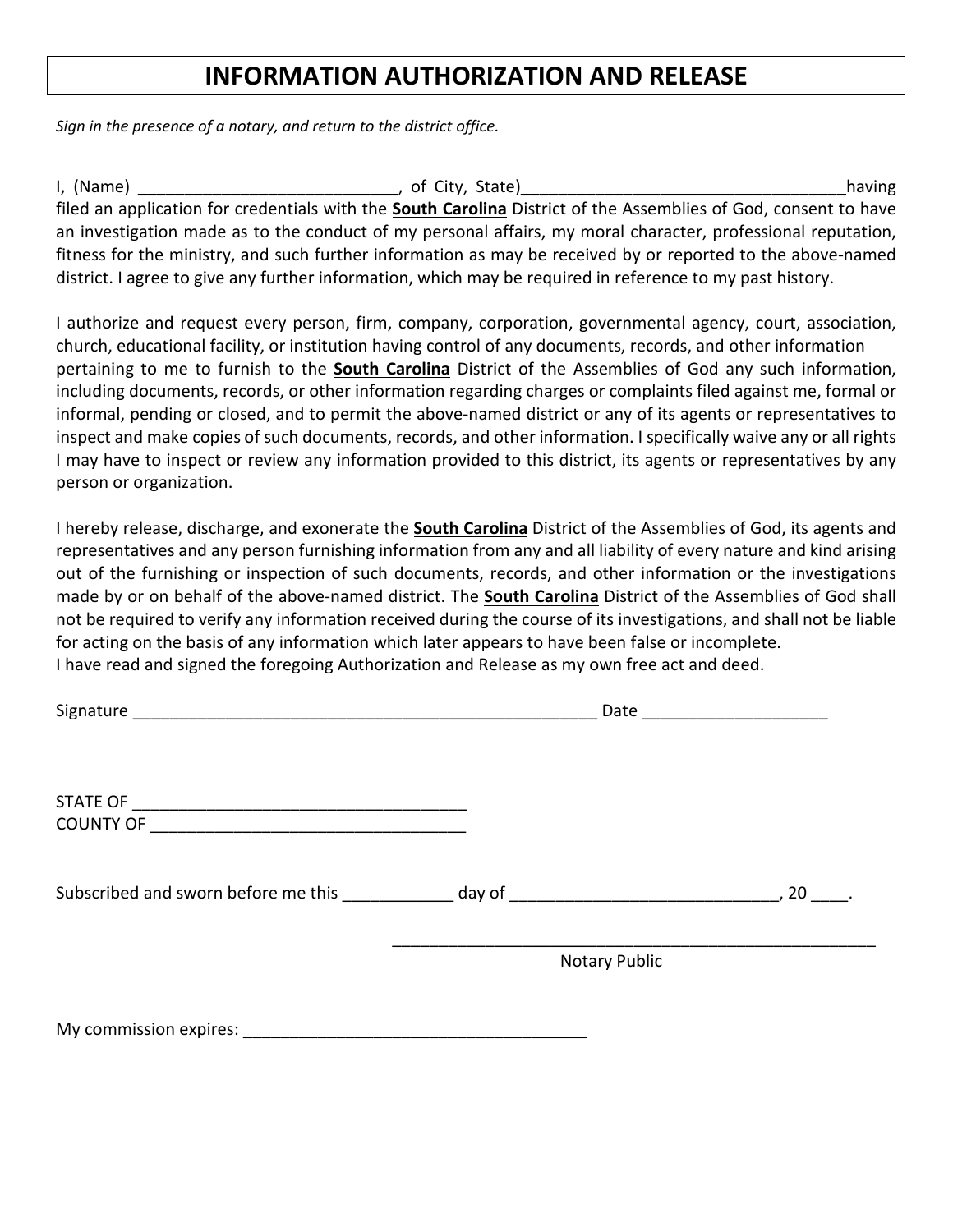# INFORMATION AUTHORIZATION AND RELEASE

*Sign in the presence of a notary, and return to the district office.*

I, (Name) ____________________________, of City, State)___________________________________having filed an application for credentials with the **South Carolina** District of the Assemblies of God, consent to have an investigation made as to the conduct of my personal affairs, my moral character, professional reputation, fitness for the ministry, and such further information as may be received by or reported to the above-named district. I agree to give any further information, which may be required in reference to my past history.

I authorize and request every person, firm, company, corporation, governmental agency, court, association, church, educational facility, or institution having control of any documents, records, and other information pertaining to me to furnish to the **South Carolina** District of the Assemblies of God any such information, including documents, records, or other information regarding charges or complaints filed against me, formal or informal, pending or closed, and to permit the above-named district or any of its agents or representatives to inspect and make copies of such documents, records, and other information. I specifically waive any or all rights I may have to inspect or review any information provided to this district, its agents or representatives by any person or organization.

I hereby release, discharge, and exonerate the **South Carolina** District of the Assemblies of God, its agents and representatives and any person furnishing information from any and all liability of every nature and kind arising out of the furnishing or inspection of such documents, records, and other information or the investigations made by or on behalf of the above-named district. The **South Carolina** District of the Assemblies of God shall not be required to verify any information received during the course of its investigations, and shall not be liable for acting on the basis of any information which later appears to have been false or incomplete.
I have read and signed the foregoing Authorization and Release as my own free act and deed.

Signature ____________________________________________________ Date ____________________

STATE OF _____________________________________
COUNTY OF ___________________________________

Subscribed and sworn before me this ____________ day of _____________________________, 20 ____.

_______________________________________________________
Notary Public

My commission expires: ______________________________________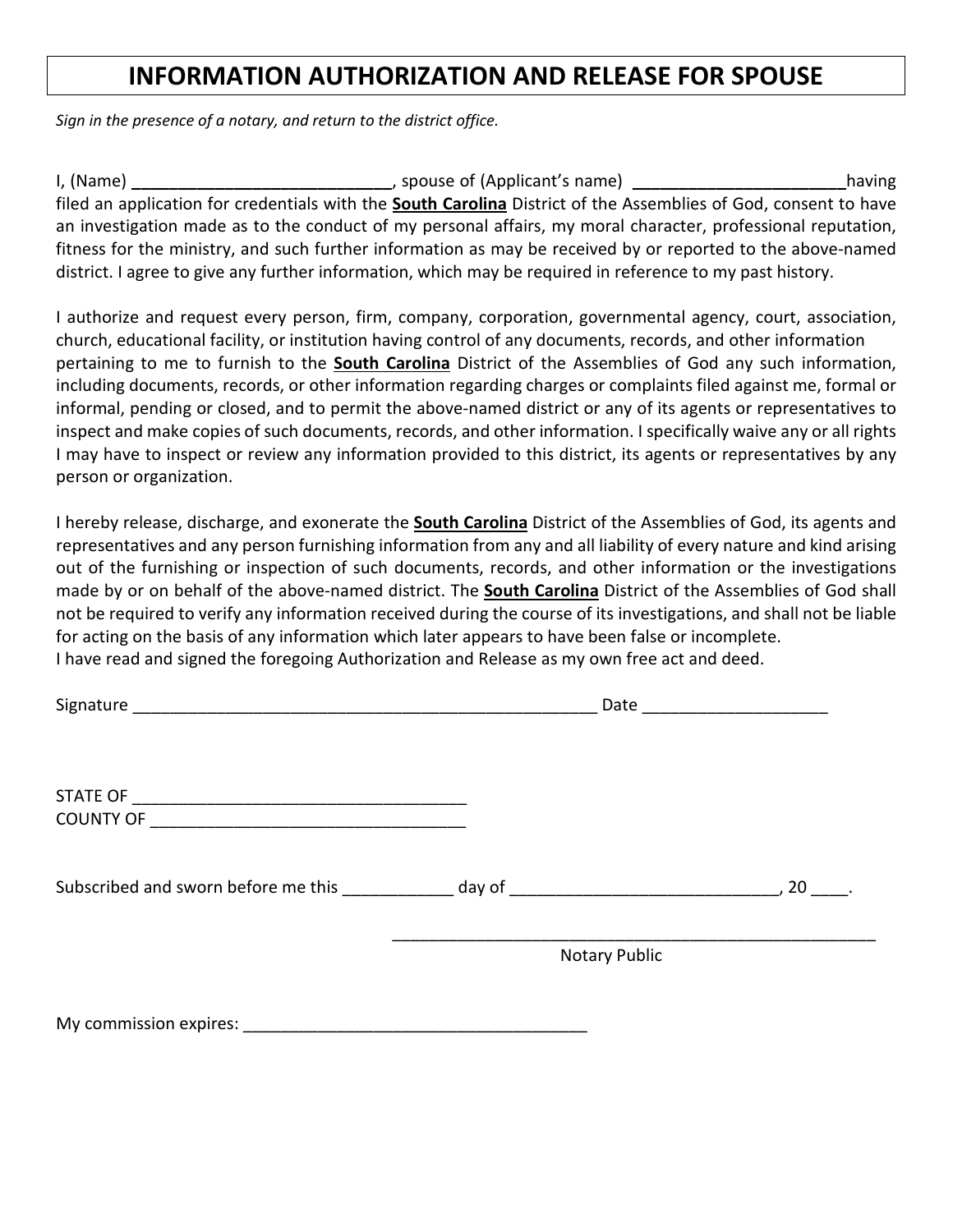# INFORMATION AUTHORIZATION AND RELEASE FOR SPOUSE

*Sign in the presence of a notary, and return to the district office.*

I, (Name) ____________________________, spouse of (Applicant's name) _______________________having filed an application for credentials with the **South Carolina** District of the Assemblies of God, consent to have an investigation made as to the conduct of my personal affairs, my moral character, professional reputation, fitness for the ministry, and such further information as may be received by or reported to the above-named district. I agree to give any further information, which may be required in reference to my past history.

I authorize and request every person, firm, company, corporation, governmental agency, court, association, church, educational facility, or institution having control of any documents, records, and other information pertaining to me to furnish to the **South Carolina** District of the Assemblies of God any such information, including documents, records, or other information regarding charges or complaints filed against me, formal or informal, pending or closed, and to permit the above-named district or any of its agents or representatives to inspect and make copies of such documents, records, and other information. I specifically waive any or all rights I may have to inspect or review any information provided to this district, its agents or representatives by any person or organization.

I hereby release, discharge, and exonerate the **South Carolina** District of the Assemblies of God, its agents and representatives and any person furnishing information from any and all liability of every nature and kind arising out of the furnishing or inspection of such documents, records, and other information or the investigations made by or on behalf of the above-named district. The **South Carolina** District of the Assemblies of God shall not be required to verify any information received during the course of its investigations, and shall not be liable for acting on the basis of any information which later appears to have been false or incomplete.
I have read and signed the foregoing Authorization and Release as my own free act and deed.

Signature ____________________________________________________ Date ____________________

STATE OF ____________________________________
COUNTY OF __________________________________

Subscribed and sworn before me this ____________ day of _____________________________, 20 ____.

______________________________________________________
Notary Public

My commission expires: ______________________________________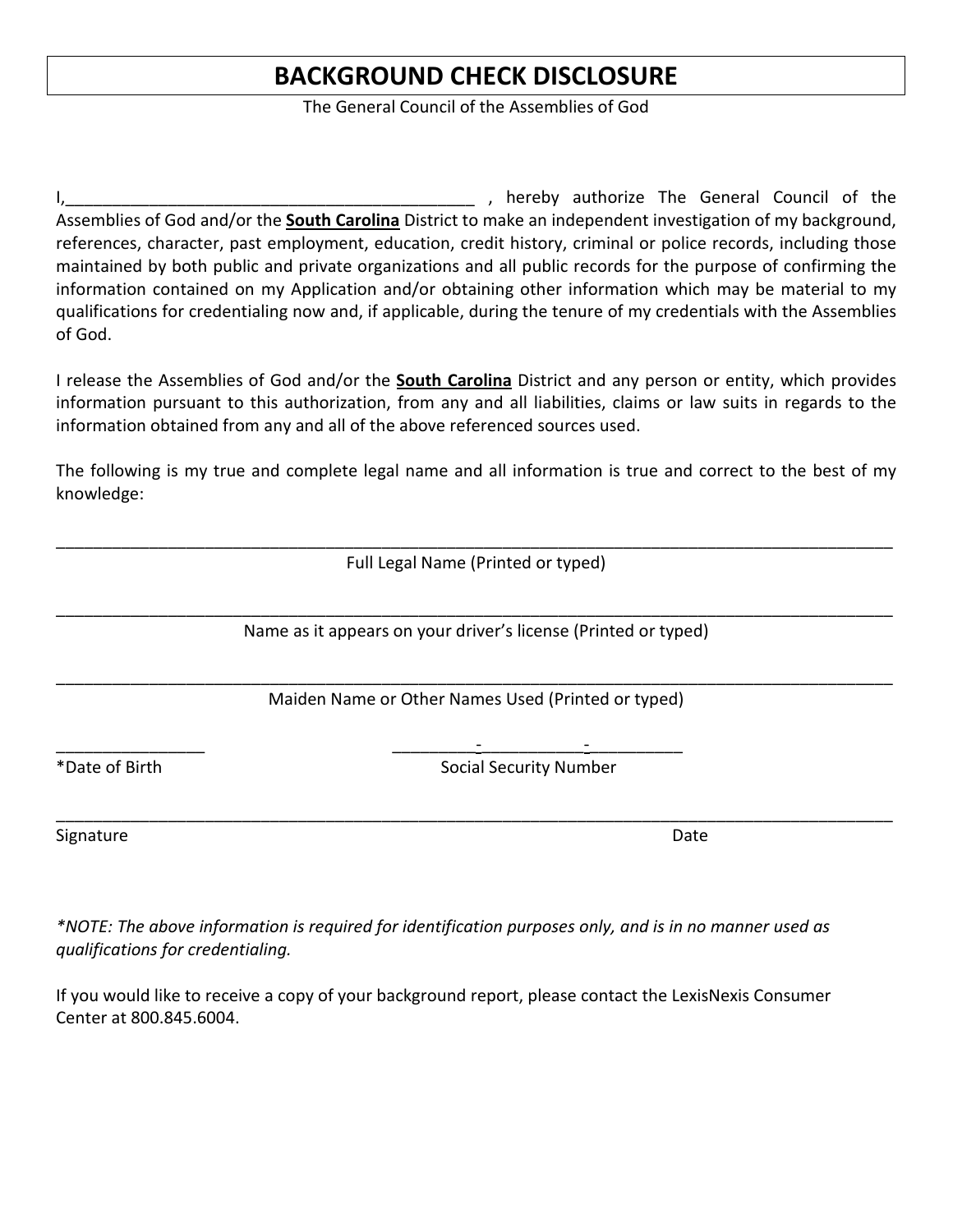# BACKGROUND CHECK DISCLOSURE

The General Council of the Assemblies of God

I,_____________________________________________ , hereby authorize The General Council of the Assemblies of God and/or the **South Carolina** District to make an independent investigation of my background, references, character, past employment, education, credit history, criminal or police records, including those maintained by both public and private organizations and all public records for the purpose of confirming the information contained on my Application and/or obtaining other information which may be material to my qualifications for credentialing now and, if applicable, during the tenure of my credentials with the Assemblies of God.

I release the Assemblies of God and/or the **South Carolina** District and any person or entity, which provides information pursuant to this authorization, from any and all liabilities, claims or law suits in regards to the information obtained from any and all of the above referenced sources used.

The following is my true and complete legal name and all information is true and correct to the best of my knowledge:

_____________________________________________________________________________________

Full Legal Name (Printed or typed)

_____________________________________________________________________________________

Name as it appears on your driver's license (Printed or typed)

_____________________________________________________________________________________

Maiden Name or Other Names Used (Printed or typed)

________________ &nbsp;&nbsp;&nbsp;&nbsp;&nbsp;&nbsp;&nbsp;&nbsp; _________-___________-__________

*Date of Birth &nbsp;&nbsp;&nbsp;&nbsp;&nbsp;&nbsp;&nbsp;&nbsp; Social Security Number

_____________________________________________________________________________________

Signature &nbsp;&nbsp;&nbsp;&nbsp;&nbsp;&nbsp;&nbsp;&nbsp; Date

*\*NOTE: The above information is required for identification purposes only, and is in no manner used as qualifications for credentialing.*

If you would like to receive a copy of your background report, please contact the LexisNexis Consumer Center at 800.845.6004.